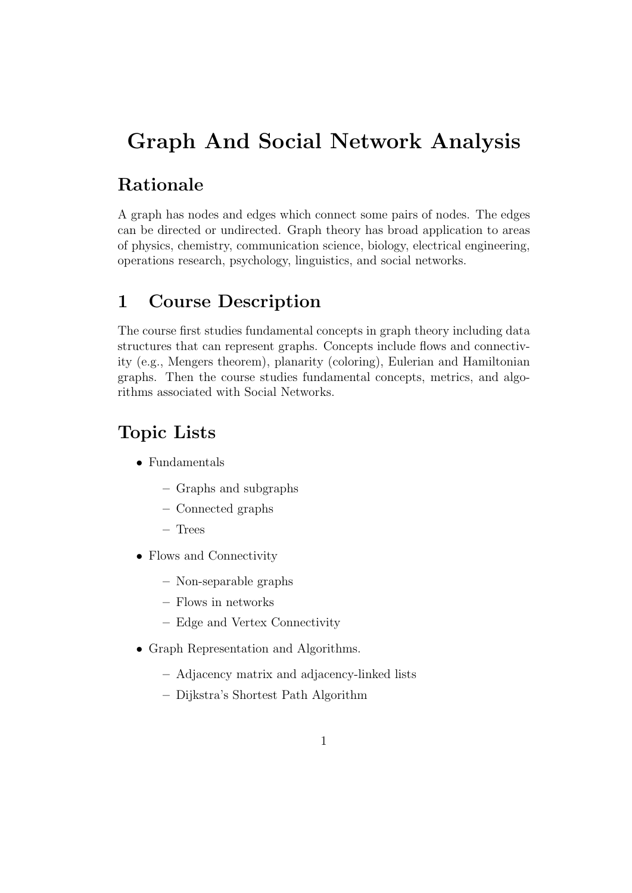# Graph And Social Network Analysis

## Rationale

A graph has nodes and edges which connect some pairs of nodes. The edges can be directed or undirected. Graph theory has broad application to areas of physics, chemistry, communication science, biology, electrical engineering, operations research, psychology, linguistics, and social networks.

## 1 Course Description

The course first studies fundamental concepts in graph theory including data structures that can represent graphs. Concepts include flows and connectivity (e.g., Mengers theorem), planarity (coloring), Eulerian and Hamiltonian graphs. Then the course studies fundamental concepts, metrics, and algorithms associated with Social Networks.

## Topic Lists

- Fundamentals
  - Graphs and subgraphs
  - Connected graphs
  - Trees
- Flows and Connectivity
  - Non-separable graphs
  - Flows in networks
  - Edge and Vertex Connectivity
- Graph Representation and Algorithms.
  - Adjacency matrix and adjacency-linked lists
  - Dijkstra's Shortest Path Algorithm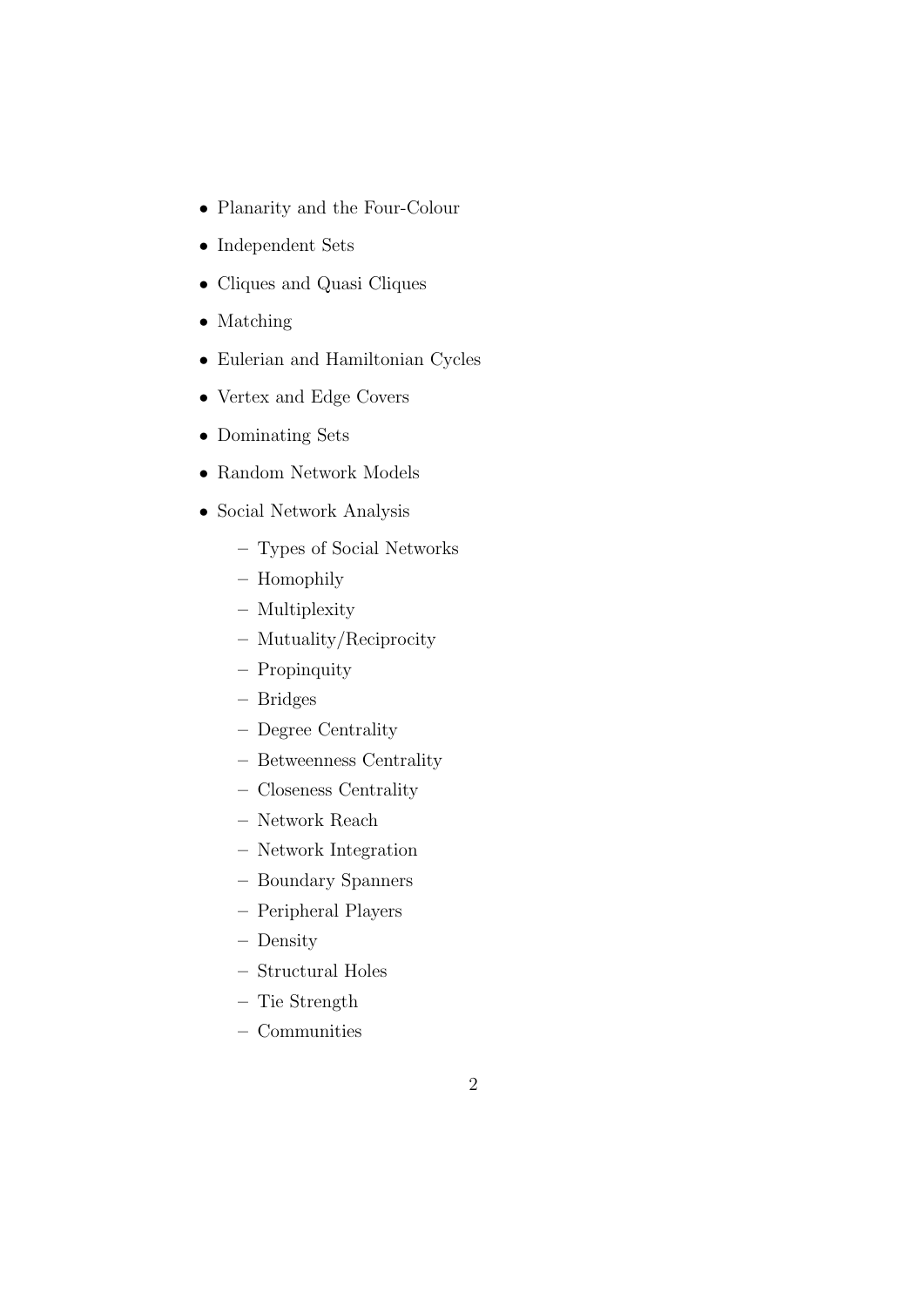- Planarity and the Four-Colour
- Independent Sets
- Cliques and Quasi Cliques
- Matching
- Eulerian and Hamiltonian Cycles
- Vertex and Edge Covers
- Dominating Sets
- Random Network Models
- Social Network Analysis
  - Types of Social Networks
  - Homophily
  - Multiplexity
  - Mutuality/Reciprocity
  - Propinquity
  - Bridges
  - Degree Centrality
  - Betweenness Centrality
  - Closeness Centrality
  - Network Reach
  - Network Integration
  - Boundary Spanners
  - Peripheral Players
  - Density
  - Structural Holes
  - Tie Strength
  - Communities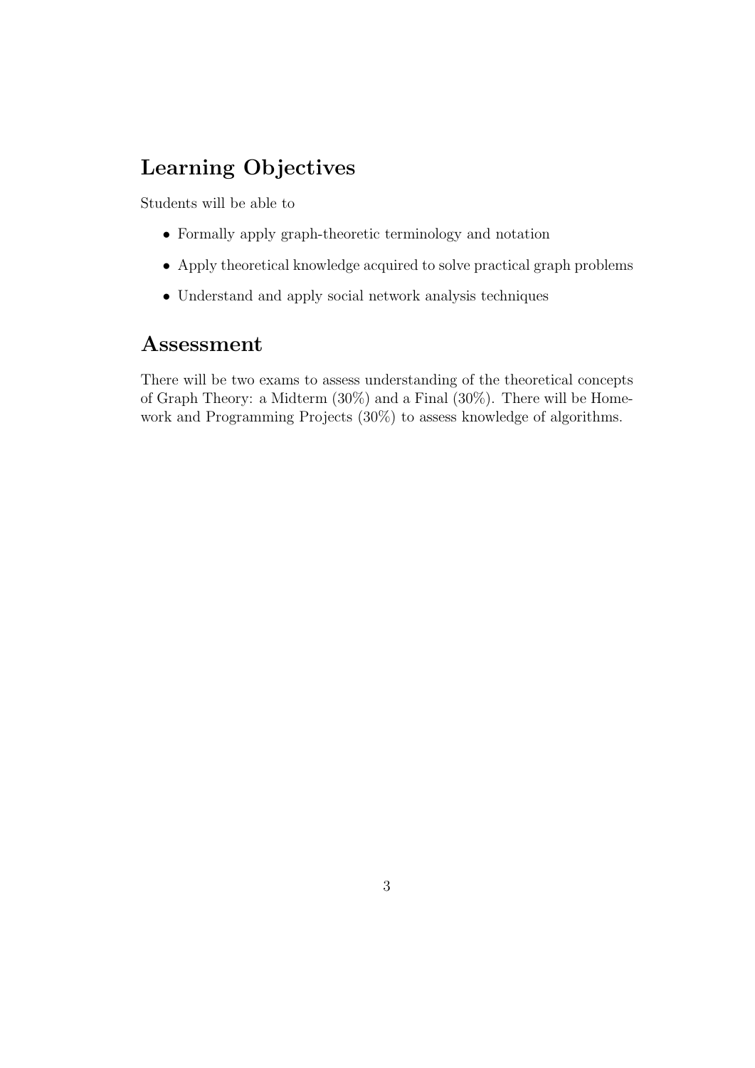## Learning Objectives

Students will be able to

- Formally apply graph-theoretic terminology and notation
- Apply theoretical knowledge acquired to solve practical graph problems
- Understand and apply social network analysis techniques

## Assessment

There will be two exams to assess understanding of the theoretical concepts of Graph Theory: a Midterm (30%) and a Final (30%). There will be Homework and Programming Projects (30%) to assess knowledge of algorithms.